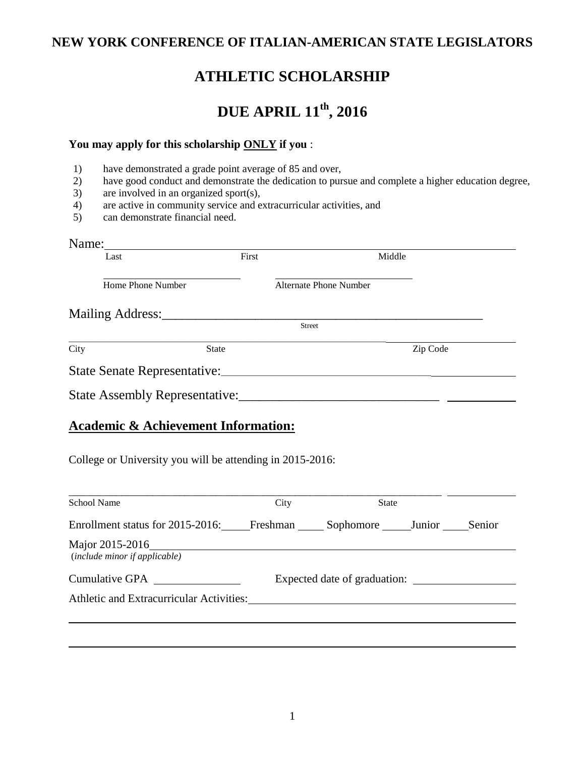**NEW YORK CONFERENCE OF ITALIAN-AMERICAN STATE LEGISLATORS**

# ATHLETIC SCHOLARSHIP

# DUE APRIL 11th, 2016

**You may apply for this scholarship ONLY if you** :

1) have demonstrated a grade point average of 85 and over,
2) have good conduct and demonstrate the dedication to pursue and complete a higher education degree,
3) are involved in an organized sport(s),
4) are active in community service and extracurricular activities, and
5) can demonstrate financial need.

Name: ______________________________________________________________
Last First Middle

______________________ ______________________
Home Phone Number Alternate Phone Number

Mailing Address: ______________________________________________
Street

______________________________________________________________
City State Zip Code

State Senate Representative: ______________________________________

State Assembly Representative: ____________________________________

## Academic & Achievement Information:

College or University you will be attending in 2015-2016:

______________________________________________________________
School Name City State

Enrollment status for 2015-2016: _____Freshman _____ Sophomore _____Junior _____Senior

Major 2015-2016 ______________________________________________
(*include minor if applicable*)

Cumulative GPA ______________ Expected date of graduation: ______________

Athletic and Extracurricular Activities: ____________________________________

______________________________________________________________

______________________________________________________________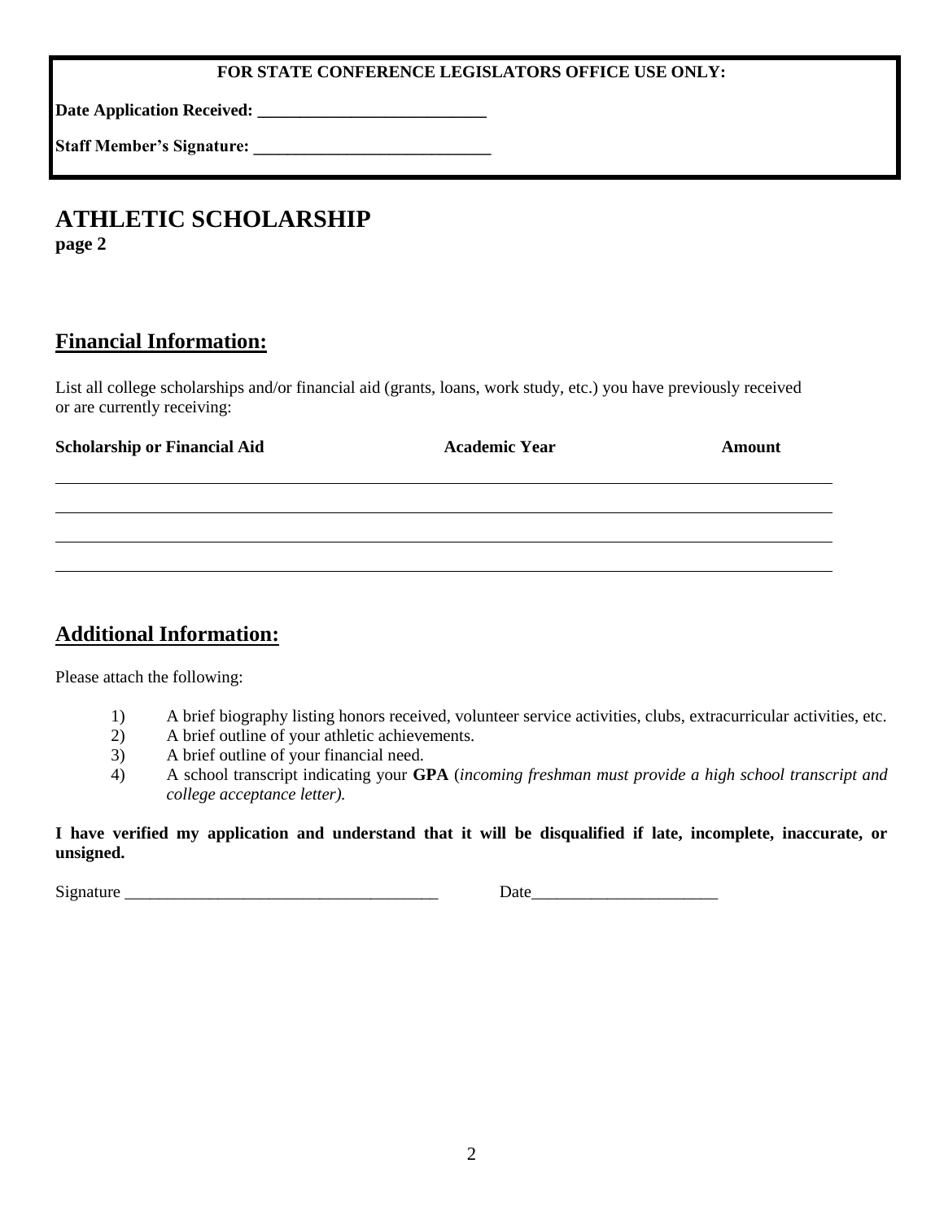**FOR STATE CONFERENCE LEGISLATORS OFFICE USE ONLY:**

**Date Application Received: ___________________________**

**Staff Member's Signature: ____________________________**

# ATHLETIC SCHOLARSHIP

**page 2**

## Financial Information:

List all college scholarships and/or financial aid (grants, loans, work study, etc.) you have previously received or are currently receiving:

| Scholarship or Financial Aid | Academic Year | Amount |
|---|---|---|
| | | |
| | | |
| | | |
| | | |

## Additional Information:

Please attach the following:

1) A brief biography listing honors received, volunteer service activities, clubs, extracurricular activities, etc.
2) A brief outline of your athletic achievements.
3) A brief outline of your financial need.
4) A school transcript indicating your **GPA** (*incoming freshman must provide a high school transcript and college acceptance letter).*

**I have verified my application and understand that it will be disqualified if late, incomplete, inaccurate, or unsigned.**

Signature _____________________________________ Date______________________